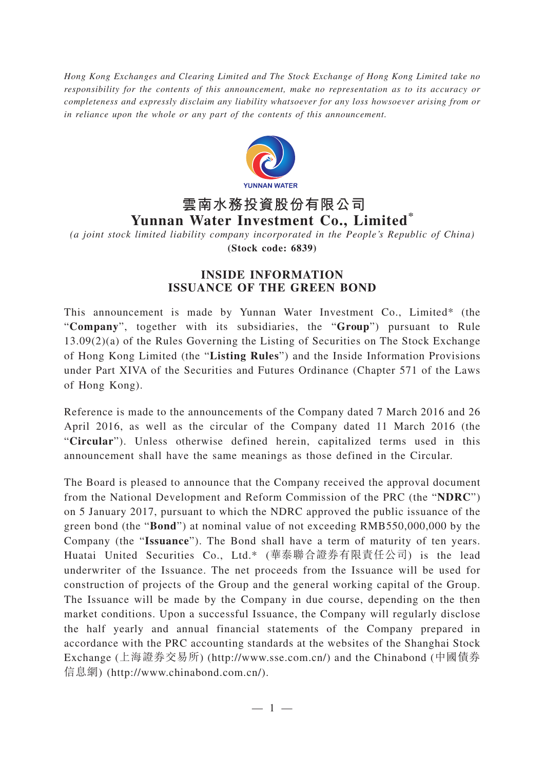*Hong Kong Exchanges and Clearing Limited and The Stock Exchange of Hong Kong Limited take no responsibility for the contents of this announcement, make no representation as to its accuracy or completeness and expressly disclaim any liability whatsoever for any loss howsoever arising from or in reliance upon the whole or any part of the contents of this announcement.*

YUNNAN WATER

# 雲南水務投資股份有限公司
# Yunnan Water Investment Co., Limited*

*(a joint stock limited liability company incorporated in the People's Republic of China)*

**(Stock code: 6839)**

## INSIDE INFORMATION
## ISSUANCE OF THE GREEN BOND

This announcement is made by Yunnan Water Investment Co., Limited* (the "**Company**", together with its subsidiaries, the "**Group**") pursuant to Rule 13.09(2)(a) of the Rules Governing the Listing of Securities on The Stock Exchange of Hong Kong Limited (the "**Listing Rules**") and the Inside Information Provisions under Part XIVA of the Securities and Futures Ordinance (Chapter 571 of the Laws of Hong Kong).

Reference is made to the announcements of the Company dated 7 March 2016 and 26 April 2016, as well as the circular of the Company dated 11 March 2016 (the "**Circular**"). Unless otherwise defined herein, capitalized terms used in this announcement shall have the same meanings as those defined in the Circular.

The Board is pleased to announce that the Company received the approval document from the National Development and Reform Commission of the PRC (the "**NDRC**") on 5 January 2017, pursuant to which the NDRC approved the public issuance of the green bond (the "**Bond**") at nominal value of not exceeding RMB550,000,000 by the Company (the "**Issuance**"). The Bond shall have a term of maturity of ten years. Huatai United Securities Co., Ltd.* (華泰聯合證券有限責任公司) is the lead underwriter of the Issuance. The net proceeds from the Issuance will be used for construction of projects of the Group and the general working capital of the Group. The Issuance will be made by the Company in due course, depending on the then market conditions. Upon a successful Issuance, the Company will regularly disclose the half yearly and annual financial statements of the Company prepared in accordance with the PRC accounting standards at the websites of the Shanghai Stock Exchange (上海證券交易所) (http://www.sse.com.cn/) and the Chinabond (中國債券信息網) (http://www.chinabond.com.cn/).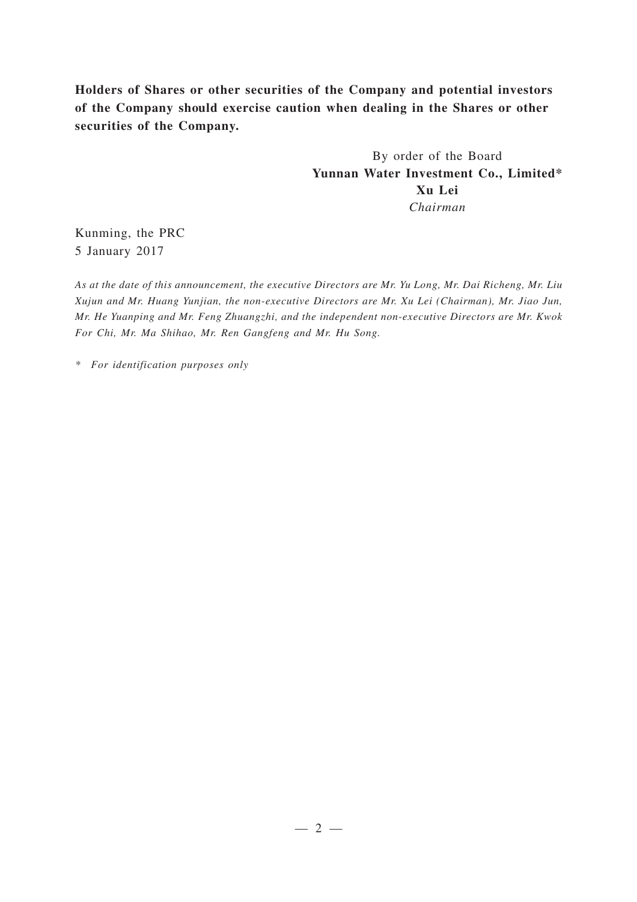**Holders of Shares or other securities of the Company and potential investors of the Company should exercise caution when dealing in the Shares or other securities of the Company.**

By order of the Board
**Yunnan Water Investment Co., Limited***
**Xu Lei**
*Chairman*

Kunming, the PRC
5 January 2017

*As at the date of this announcement, the executive Directors are Mr. Yu Long, Mr. Dai Richeng, Mr. Liu Xujun and Mr. Huang Yunjian, the non-executive Directors are Mr. Xu Lei (Chairman), Mr. Jiao Jun, Mr. He Yuanping and Mr. Feng Zhuangzhi, and the independent non-executive Directors are Mr. Kwok For Chi, Mr. Ma Shihao, Mr. Ren Gangfeng and Mr. Hu Song.*

* *For identification purposes only*